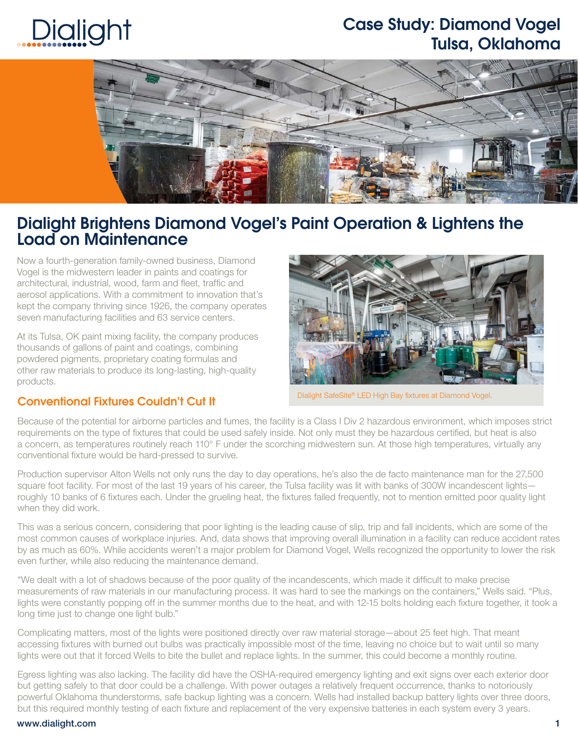# Case Study: Diamond Vogel Tulsa, Oklahoma

## Dialight Brightens Diamond Vogel's Paint Operation & Lightens the Load on Maintenance

Now a fourth-generation family-owned business, Diamond Vogel is the midwestern leader in paints and coatings for architectural, industrial, wood, farm and fleet, traffic and aerosol applications. With a commitment to innovation that's kept the company thriving since 1926, the company operates seven manufacturing facilities and 63 service centers.

At its Tulsa, OK paint mixing facility, the company produces thousands of gallons of paint and coatings, combining powdered pigments, proprietary coating formulas and other raw materials to produce its long-lasting, high-quality products.

Dialight SafeSite® LED High Bay fixtures at Diamond Vogel.

### Conventional Fixtures Couldn't Cut It

Because of the potential for airborne particles and fumes, the facility is a Class I Div 2 hazardous environment, which imposes strict requirements on the type of fixtures that could be used safely inside. Not only must they be hazardous certified, but heat is also a concern, as temperatures routinely reach 110° F under the scorching midwestern sun. At those high temperatures, virtually any conventional fixture would be hard-pressed to survive.

Production supervisor Alton Wells not only runs the day to day operations, he's also the de facto maintenance man for the 27,500 square foot facility. For most of the last 19 years of his career, the Tulsa facility was lit with banks of 300W incandescent lights—roughly 10 banks of 6 fixtures each. Under the grueling heat, the fixtures failed frequently, not to mention emitted poor quality light when they did work.

This was a serious concern, considering that poor lighting is the leading cause of slip, trip and fall incidents, which are some of the most common causes of workplace injuries. And, data shows that improving overall illumination in a facility can reduce accident rates by as much as 60%. While accidents weren't a major problem for Diamond Vogel, Wells recognized the opportunity to lower the risk even further, while also reducing the maintenance demand.

"We dealt with a lot of shadows because of the poor quality of the incandescents, which made it difficult to make precise measurements of raw materials in our manufacturing process. It was hard to see the markings on the containers," Wells said. "Plus, lights were constantly popping off in the summer months due to the heat, and with 12-15 bolts holding each fixture together, it took a long time just to change one light bulb."

Complicating matters, most of the lights were positioned directly over raw material storage—about 25 feet high. That meant accessing fixtures with burned out bulbs was practically impossible most of the time, leaving no choice but to wait until so many lights were out that it forced Wells to bite the bullet and replace lights. In the summer, this could become a monthly routine.

Egress lighting was also lacking. The facility did have the OSHA-required emergency lighting and exit signs over each exterior door but getting safely to that door could be a challenge. With power outages a relatively frequent occurrence, thanks to notoriously powerful Oklahoma thunderstorms, safe backup lighting was a concern. Wells had installed backup battery lights over three doors, but this required monthly testing of each fixture and replacement of the very expensive batteries in each system every 3 years.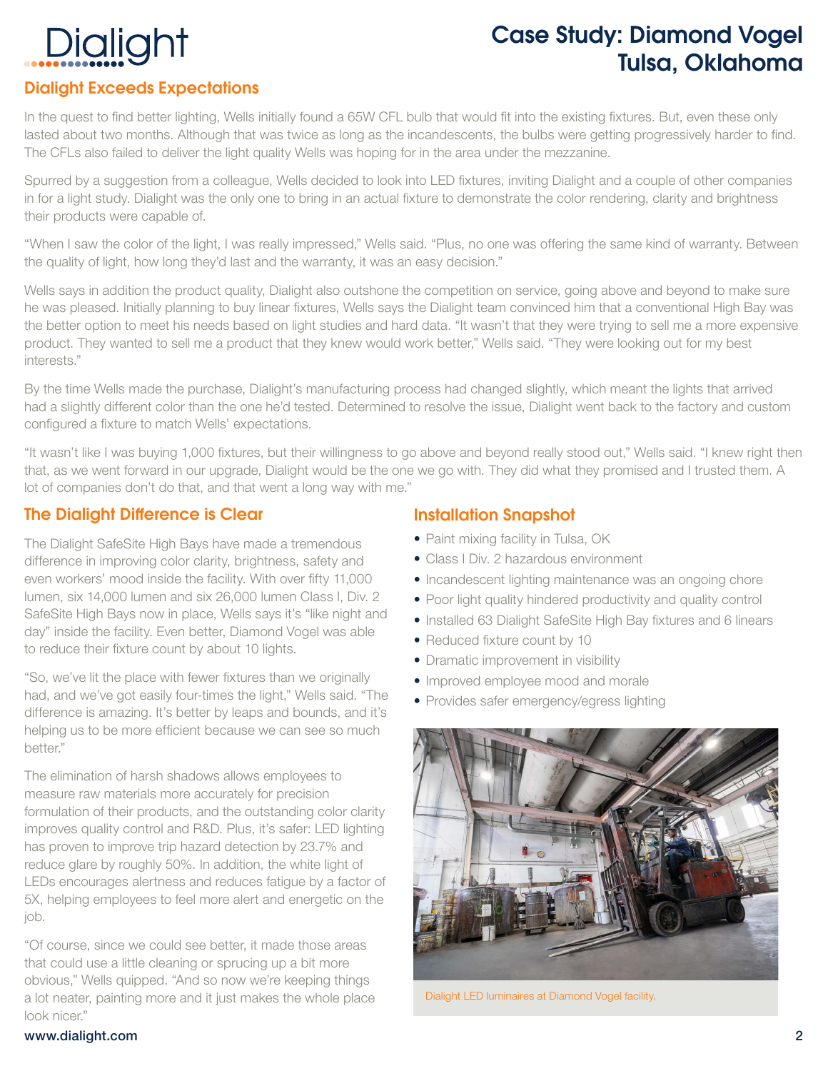# Case Study: Diamond Vogel Tulsa, Oklahoma

## Dialight Exceeds Expectations

In the quest to find better lighting, Wells initially found a 65W CFL bulb that would fit into the existing fixtures. But, even these only lasted about two months. Although that was twice as long as the incandescents, the bulbs were getting progressively harder to find. The CFLs also failed to deliver the light quality Wells was hoping for in the area under the mezzanine.

Spurred by a suggestion from a colleague, Wells decided to look into LED fixtures, inviting Dialight and a couple of other companies in for a light study. Dialight was the only one to bring in an actual fixture to demonstrate the color rendering, clarity and brightness their products were capable of.

"When I saw the color of the light, I was really impressed," Wells said. "Plus, no one was offering the same kind of warranty. Between the quality of light, how long they'd last and the warranty, it was an easy decision."

Wells says in addition the product quality, Dialight also outshone the competition on service, going above and beyond to make sure he was pleased. Initially planning to buy linear fixtures, Wells says the Dialight team convinced him that a conventional High Bay was the better option to meet his needs based on light studies and hard data. "It wasn't that they were trying to sell me a more expensive product. They wanted to sell me a product that they knew would work better," Wells said. "They were looking out for my best interests."

By the time Wells made the purchase, Dialight's manufacturing process had changed slightly, which meant the lights that arrived had a slightly different color than the one he'd tested. Determined to resolve the issue, Dialight went back to the factory and custom configured a fixture to match Wells' expectations.

"It wasn't like I was buying 1,000 fixtures, but their willingness to go above and beyond really stood out," Wells said. "I knew right then that, as we went forward in our upgrade, Dialight would be the one we go with. They did what they promised and I trusted them. A lot of companies don't do that, and that went a long way with me."

## The Dialight Difference is Clear

The Dialight SafeSite High Bays have made a tremendous difference in improving color clarity, brightness, safety and even workers' mood inside the facility. With over fifty 11,000 lumen, six 14,000 lumen and six 26,000 lumen Class I, Div. 2 SafeSite High Bays now in place, Wells says it's "like night and day" inside the facility. Even better, Diamond Vogel was able to reduce their fixture count by about 10 lights.

"So, we've lit the place with fewer fixtures than we originally had, and we've got easily four-times the light," Wells said. "The difference is amazing. It's better by leaps and bounds, and it's helping us to be more efficient because we can see so much better."

The elimination of harsh shadows allows employees to measure raw materials more accurately for precision formulation of their products, and the outstanding color clarity improves quality control and R&D. Plus, it's safer: LED lighting has proven to improve trip hazard detection by 23.7% and reduce glare by roughly 50%. In addition, the white light of LEDs encourages alertness and reduces fatigue by a factor of 5X, helping employees to feel more alert and energetic on the job.

"Of course, since we could see better, it made those areas that could use a little cleaning or sprucing up a bit more obvious," Wells quipped. "And so now we're keeping things a lot neater, painting more and it just makes the whole place look nicer."

## Installation Snapshot

- Paint mixing facility in Tulsa, OK
- Class I Div. 2 hazardous environment
- Incandescent lighting maintenance was an ongoing chore
- Poor light quality hindered productivity and quality control
- Installed 63 Dialight SafeSite High Bay fixtures and 6 linears
- Reduced fixture count by 10
- Dramatic improvement in visibility
- Improved employee mood and morale
- Provides safer emergency/egress lighting

Dialight LED luminaires at Diamond Vogel facility.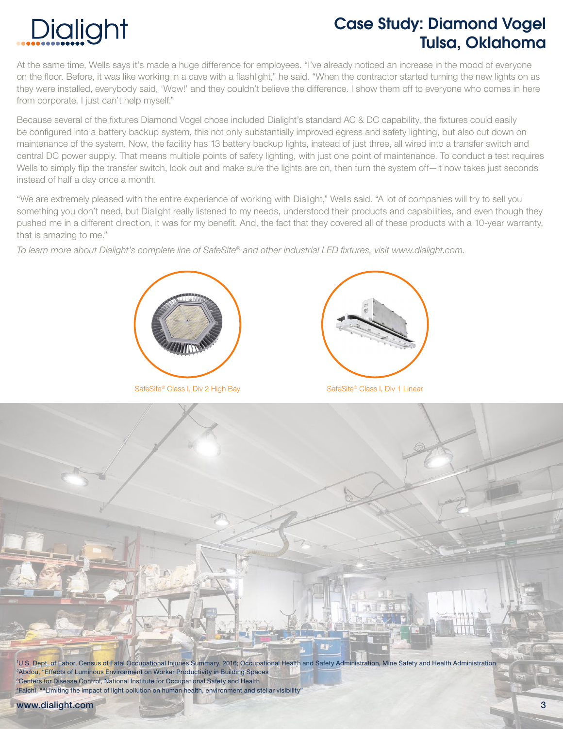# Case Study: Diamond Vogel Tulsa, Oklahoma

At the same time, Wells says it's made a huge difference for employees. "I've already noticed an increase in the mood of everyone on the floor. Before, it was like working in a cave with a flashlight," he said. "When the contractor started turning the new lights on as they were installed, everybody said, 'Wow!' and they couldn't believe the difference. I show them off to everyone who comes in here from corporate. I just can't help myself."

Because several of the fixtures Diamond Vogel chose included Dialight's standard AC & DC capability, the fixtures could easily be configured into a battery backup system, this not only substantially improved egress and safety lighting, but also cut down on maintenance of the system. Now, the facility has 13 battery backup lights, instead of just three, all wired into a transfer switch and central DC power supply. That means multiple points of safety lighting, with just one point of maintenance. To conduct a test requires Wells to simply flip the transfer switch, look out and make sure the lights are on, then turn the system off—it now takes just seconds instead of half a day once a month.

"We are extremely pleased with the entire experience of working with Dialight," Wells said. "A lot of companies will try to sell you something you don't need, but Dialight really listened to my needs, understood their products and capabilities, and even though they pushed me in a different direction, it was for my benefit. And, the fact that they covered all of these products with a 10-year warranty, that is amazing to me."

*To learn more about Dialight's complete line of SafeSite® and other industrial LED fixtures, visit www.dialight.com.*

SafeSite® Class I, Div 2 High Bay

SafeSite® Class I, Div 1 Linear

[1]U.S. Dept. of Labor, Census of Fatal Occupational Injuries Summary, 2016; Occupational Health and Safety Administration, Mine Safety and Health Administration
[2]Abdou, "Effects of Luminous Environment on Worker Productivity in Building Spaces
[3]Centers for Disease Control, National Institute for Occupational Safety and Health
[4]Falchi, ""Limiting the impact of light pollution on human health, environment and stellar visibility"

www.dialight.com